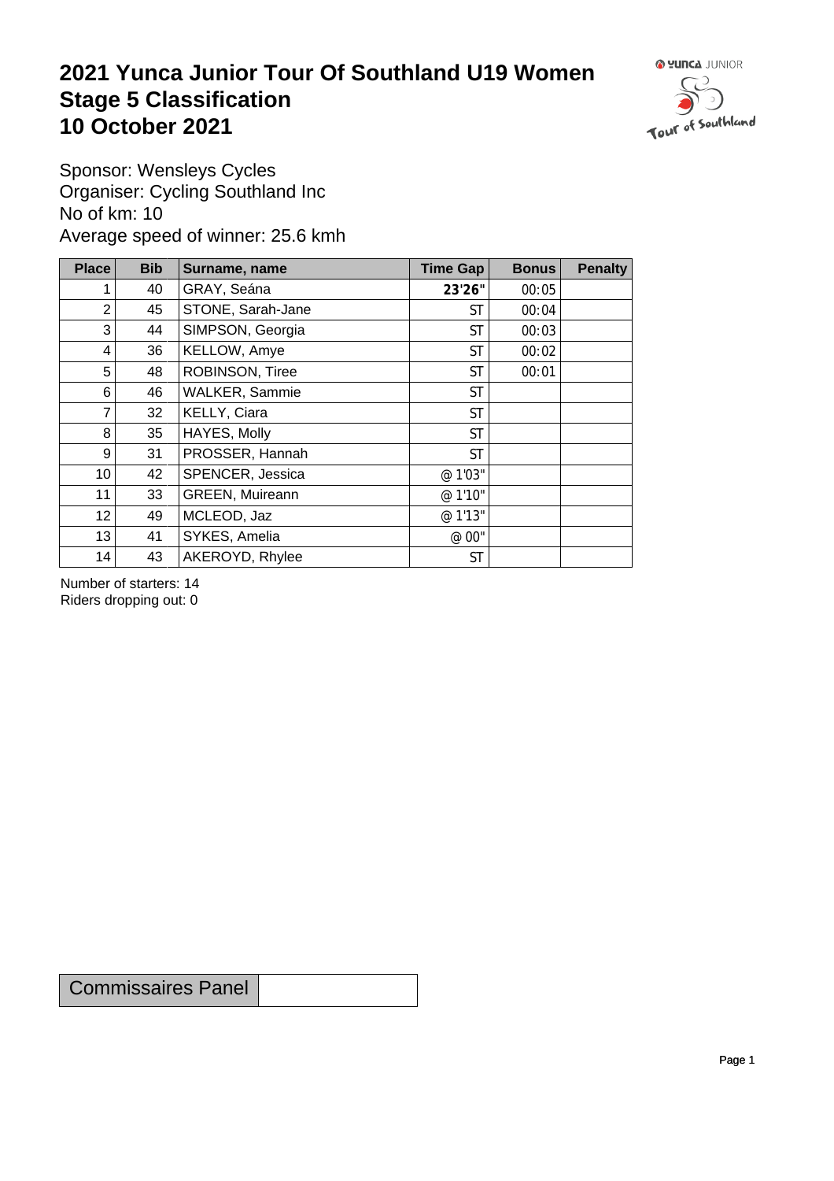# 2021 Yunca Junior Tour Of Southland U19 Women
# Stage 5 Classification
# 10 October 2021

Sponsor: Wensleys Cycles
Organiser: Cycling Southland Inc
No of km: 10
Average speed of winner: 25.6 kmh

| Place | Bib | Surname, name | Time Gap | Bonus | Penalty |
|---|---|---|---|---|---|
| 1 | 40 | GRAY, Seána | **23'26"** | 00:05 | |
| 2 | 45 | STONE, Sarah-Jane | ST | 00:04 | |
| 3 | 44 | SIMPSON, Georgia | ST | 00:03 | |
| 4 | 36 | KELLOW, Amye | ST | 00:02 | |
| 5 | 48 | ROBINSON, Tiree | ST | 00:01 | |
| 6 | 46 | WALKER, Sammie | ST | | |
| 7 | 32 | KELLY, Ciara | ST | | |
| 8 | 35 | HAYES, Molly | ST | | |
| 9 | 31 | PROSSER, Hannah | ST | | |
| 10 | 42 | SPENCER, Jessica | @ 1'03" | | |
| 11 | 33 | GREEN, Muireann | @ 1'10" | | |
| 12 | 49 | MCLEOD, Jaz | @ 1'13" | | |
| 13 | 41 | SYKES, Amelia | @ 00" | | |
| 14 | 43 | AKEROYD, Rhylee | ST | | |

Number of starters: 14
Riders dropping out: 0

| Commissaires Panel | |
|---|---|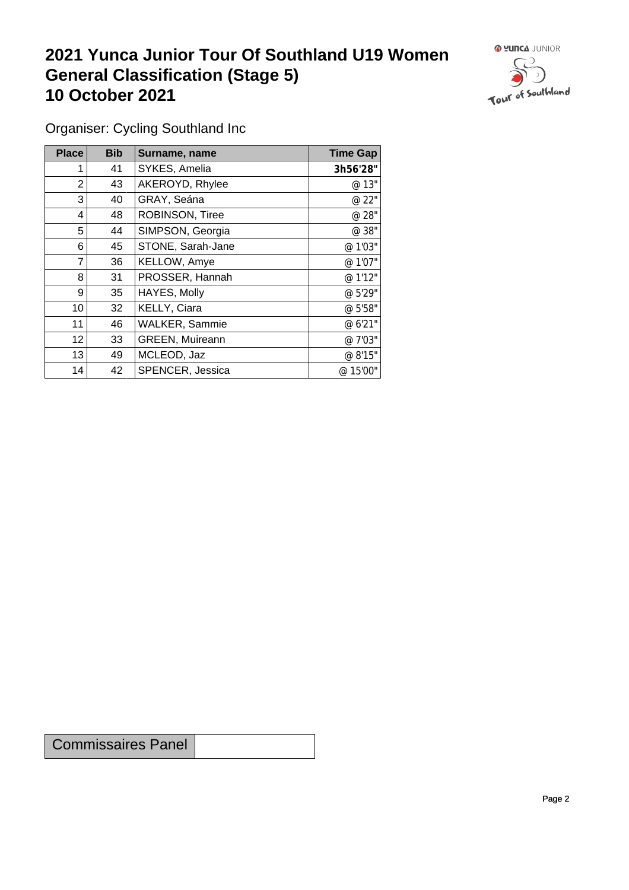# 2021 Yunca Junior Tour Of Southland U19 Women
# General Classification (Stage 5)
# 10 October 2021

Organiser: Cycling Southland Inc

| Place | Bib | Surname, name | Time Gap |
|---|---|---|---|
| 1 | 41 | SYKES, Amelia | **3h56'28"** |
| 2 | 43 | AKEROYD, Rhylee | @ 13" |
| 3 | 40 | GRAY, Seána | @ 22" |
| 4 | 48 | ROBINSON, Tiree | @ 28" |
| 5 | 44 | SIMPSON, Georgia | @ 38" |
| 6 | 45 | STONE, Sarah-Jane | @ 1'03" |
| 7 | 36 | KELLOW, Amye | @ 1'07" |
| 8 | 31 | PROSSER, Hannah | @ 1'12" |
| 9 | 35 | HAYES, Molly | @ 5'29" |
| 10 | 32 | KELLY, Ciara | @ 5'58" |
| 11 | 46 | WALKER, Sammie | @ 6'21" |
| 12 | 33 | GREEN, Muireann | @ 7'03" |
| 13 | 49 | MCLEOD, Jaz | @ 8'15" |
| 14 | 42 | SPENCER, Jessica | @ 15'00" |

| Commissaires Panel | |
|---|---|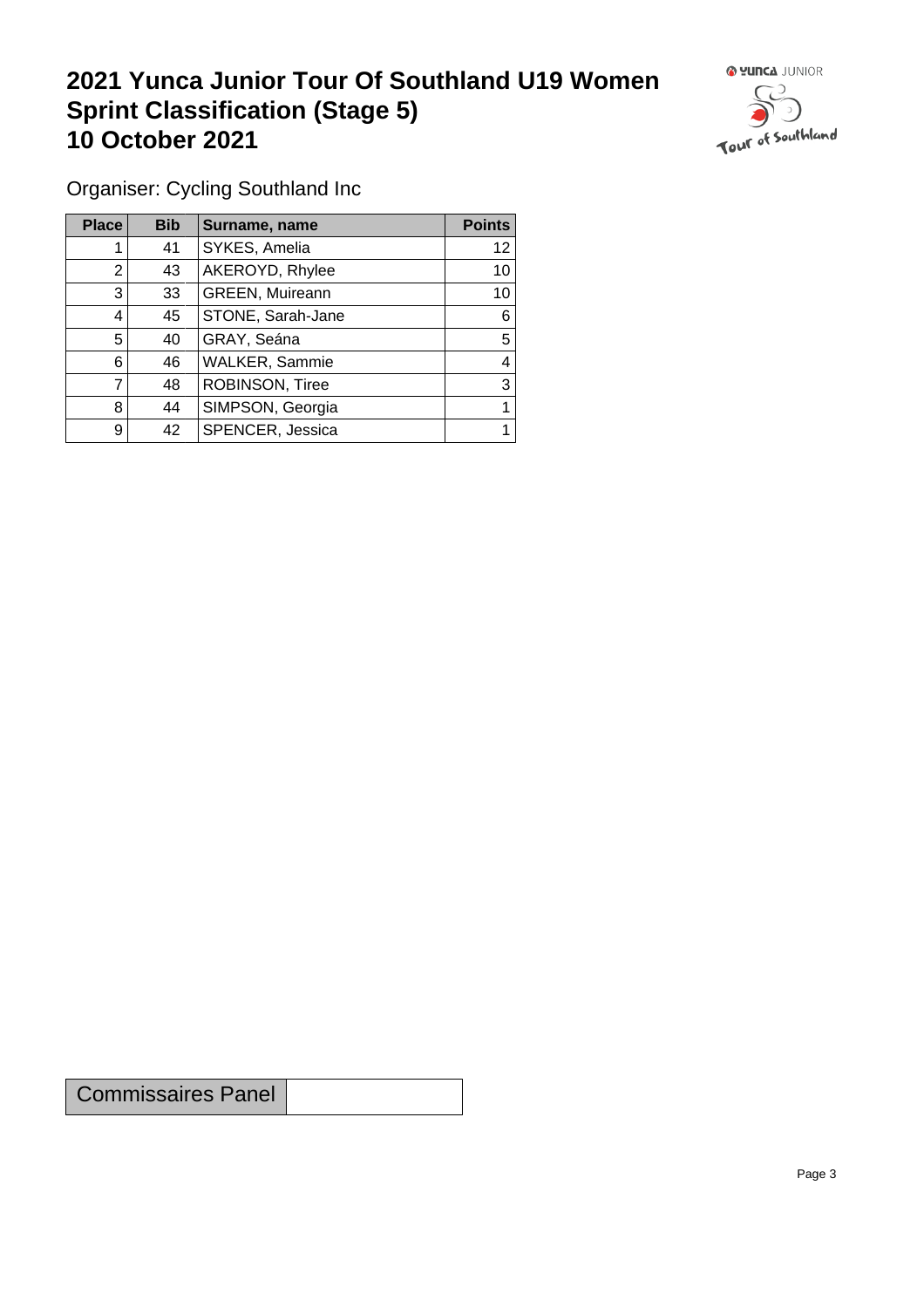# 2021 Yunca Junior Tour Of Southland U19 Women Sprint Classification (Stage 5) 10 October 2021

Organiser: Cycling Southland Inc

| Place | Bib | Surname, name | Points |
|---|---|---|---|
| 1 | 41 | SYKES, Amelia | 12 |
| 2 | 43 | AKEROYD, Rhylee | 10 |
| 3 | 33 | GREEN, Muireann | 10 |
| 4 | 45 | STONE, Sarah-Jane | 6 |
| 5 | 40 | GRAY, Seána | 5 |
| 6 | 46 | WALKER, Sammie | 4 |
| 7 | 48 | ROBINSON, Tiree | 3 |
| 8 | 44 | SIMPSON, Georgia | 1 |
| 9 | 42 | SPENCER, Jessica | 1 |

| Commissaires Panel | |
|---|---|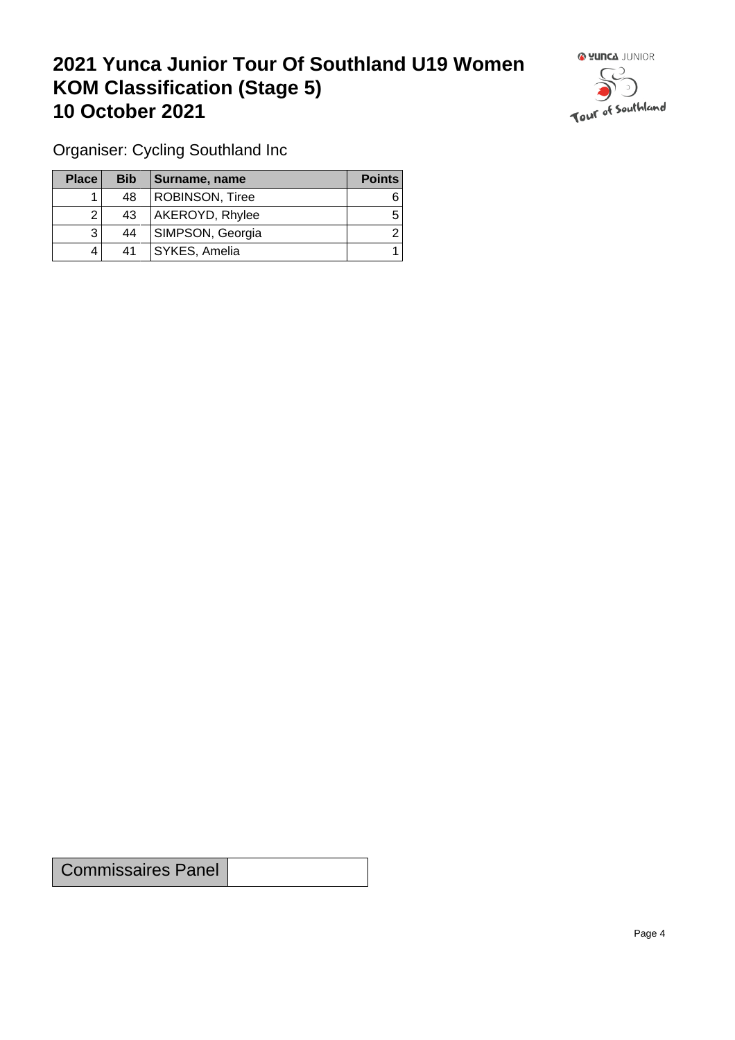# 2021 Yunca Junior Tour Of Southland U19 Women
# KOM Classification (Stage 5)
# 10 October 2021

Organiser: Cycling Southland Inc

| Place | Bib | Surname, name | Points |
|---|---|---|---|
| 1 | 48 | ROBINSON, Tiree | 6 |
| 2 | 43 | AKEROYD, Rhylee | 5 |
| 3 | 44 | SIMPSON, Georgia | 2 |
| 4 | 41 | SYKES, Amelia | 1 |

| Commissaires Panel | |
|---|---|